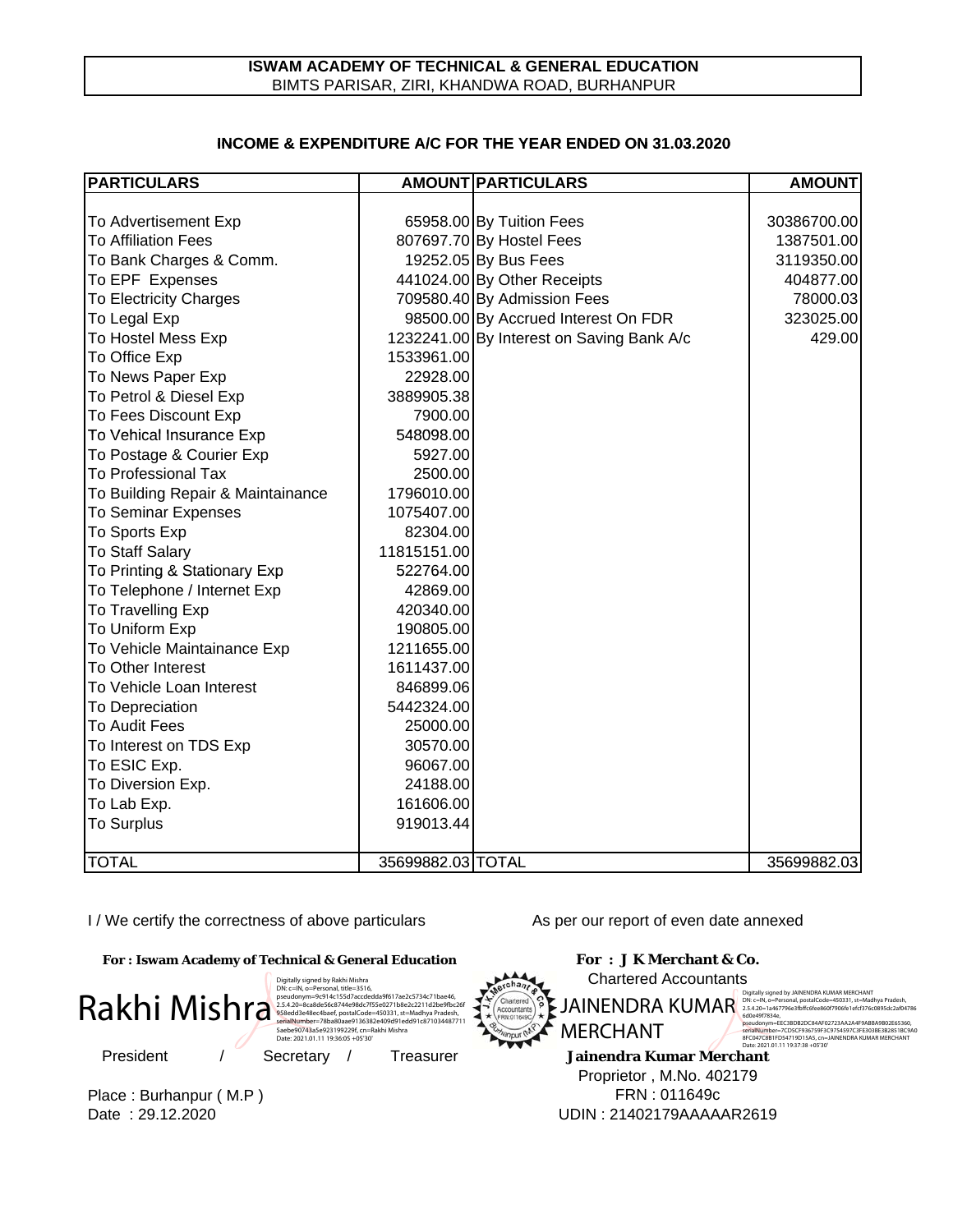**ISWAM ACADEMY OF TECHNICAL & GENERAL EDUCATION**
BIMTS PARISAR, ZIRI, KHANDWA ROAD, BURHANPUR

**INCOME & EXPENDITURE A/C FOR THE YEAR ENDED ON 31.03.2020**

| PARTICULARS | AMOUNT | PARTICULARS | AMOUNT |
|---|---|---|---|
| To Advertisement Exp | 65958.00 | By Tuition Fees | 30386700.00 |
| To Affiliation Fees | 807697.70 | By Hostel Fees | 1387501.00 |
| To Bank Charges & Comm. | 19252.05 | By Bus Fees | 3119350.00 |
| To EPF Expenses | 441024.00 | By Other Receipts | 404877.00 |
| To Electricity Charges | 709580.40 | By Admission Fees | 78000.03 |
| To Legal Exp | 98500.00 | By Accrued Interest On FDR | 323025.00 |
| To Hostel Mess Exp | 1232241.00 | By Interest on Saving Bank A/c | 429.00 |
| To Office Exp | 1533961.00 | | |
| To News Paper Exp | 22928.00 | | |
| To Petrol & Diesel Exp | 3889905.38 | | |
| To Fees Discount Exp | 7900.00 | | |
| To Vehical Insurance Exp | 548098.00 | | |
| To Postage & Courier Exp | 5927.00 | | |
| To Professional Tax | 2500.00 | | |
| To Building Repair & Maintainance | 1796010.00 | | |
| To Seminar Expenses | 1075407.00 | | |
| To Sports Exp | 82304.00 | | |
| To Staff Salary | 11815151.00 | | |
| To Printing & Stationary Exp | 522764.00 | | |
| To Telephone / Internet Exp | 42869.00 | | |
| To Travelling Exp | 420340.00 | | |
| To Uniform Exp | 190805.00 | | |
| To Vehicle Maintainance Exp | 1211655.00 | | |
| To Other Interest | 1611437.00 | | |
| To Vehicle Loan Interest | 846899.06 | | |
| To Depreciation | 5442324.00 | | |
| To Audit Fees | 25000.00 | | |
| To Interest on TDS Exp | 30570.00 | | |
| To ESIC Exp. | 96067.00 | | |
| To Diversion Exp. | 24188.00 | | |
| To Lab Exp. | 161606.00 | | |
| To Surplus | 919013.44 | | |
| TOTAL | 35699882.03 | TOTAL | 35699882.03 |

I / We certify the correctness of above particulars

As per our report of even date annexed

**For : Iswam Academy of Technical & General Education**

Rakhi Mishra

Digitally signed by Rakhi Mishra
DN: c=IN, o=Personal, title=3516, pseudonym=9c914c155d7accdedda9f617ae2c5734c71bae46, 2.5.4.20=8ca8de56c8744e98dc7f55e0271b8e2c2211d2be9fbc26f958edd3e48ec4baef, postalCode=450331, st=Madhya Pradesh, serialNumber=78ba80aae9136382e409d91edd91c871034487711 5aebe90743a5e923199229f, cn=Rakhi Mishra
Date: 2021.01.11 19:36:05 +05'30'

President / Secretary / Treasurer

Place : Burhanpur ( M.P )
Date : 29.12.2020

**For : J K Merchant & Co.**
Chartered Accountants

JAINENDRA KUMAR MERCHANT

Digitally signed by JAINENDRA KUMAR MERCHANT
DN: c=IN, o=Personal, postalCode=450331, st=Madhya Pradesh, 2.5.4.20=1a467796e3fbffc6fee860f7906fe1efcf376c0895dc2af04786 6d0e49f7834e, pseudonym=EEC38DB2DC84AF02723AA2A4F9ABBA9B02E65360, serialNumber=7CD5CF936759F3C9754597C3FE303BE3B2851BC9A0 8FC047C8B1FD54719D15A5, cn=JAINENDRA KUMAR MERCHANT
Date: 2021.01.11 19:37:38 +05'30'

**Jainendra Kumar Merchant**
Proprietor , M.No. 402179
FRN : 011649c
UDIN : 21402179AAAAAR2619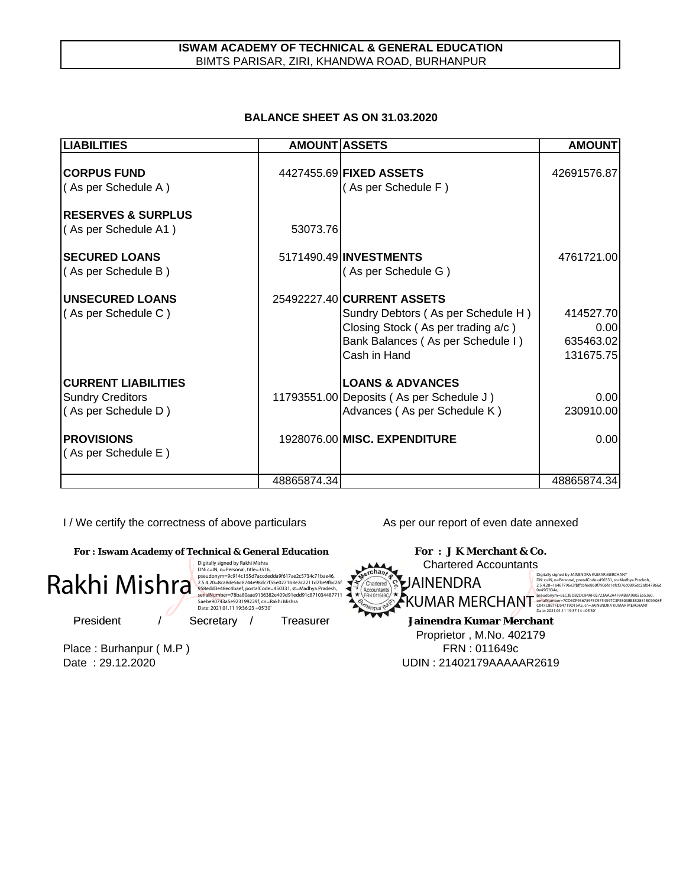**ISWAM ACADEMY OF TECHNICAL & GENERAL EDUCATION**
BIMTS PARISAR, ZIRI, KHANDWA ROAD, BURHANPUR

## BALANCE SHEET AS ON 31.03.2020

| LIABILITIES | AMOUNT | ASSETS | AMOUNT |
|---|---|---|---|
| **CORPUS FUND** | 4427455.69 | **FIXED ASSETS** | 42691576.87 |
| ( As per Schedule A ) | | ( As per Schedule F ) | |
| **RESERVES & SURPLUS** | | | |
| ( As per Schedule A1 ) | 53073.76 | | |
| **SECURED LOANS** | 5171490.49 | **INVESTMENTS** | 4761721.00 |
| ( As per Schedule B ) | | ( As per Schedule G ) | |
| **UNSECURED LOANS** | 25492227.40 | **CURRENT ASSETS** | |
| ( As per Schedule C ) | | Sundry Debtors ( As per Schedule H ) | 414527.70 |
| | | Closing Stock ( As per trading a/c ) | 0.00 |
| | | Bank Balances ( As per Schedule I ) | 635463.02 |
| | | Cash in Hand | 131675.75 |
| **CURRENT LIABILITIES** | | **LOANS & ADVANCES** | |
| Sundry Creditors | 11793551.00 | Deposits ( As per Schedule J ) | 0.00 |
| ( As per Schedule D ) | | Advances ( As per Schedule K ) | 230910.00 |
| **PROVISIONS** | 1928076.00 | **MISC. EXPENDITURE** | 0.00 |
| ( As per Schedule E ) | | | |
| | 48865874.34 | | 48865874.34 |

I / We certify the correctness of above particulars

**For : Iswam Academy of Technical & General Education**

Rakhi Mishra

Digitally signed by Rakhi Mishra
Date: 2021.01.11 19:36:23 +05'30'

President / Secretary / Treasurer

Place : Burhanpur ( M.P )
Date : 29.12.2020

As per our report of even date annexed

**For : J K Merchant & Co.**
Chartered Accountants

JAINENDRA KUMAR MERCHANT

Digitally signed by JAINENDRA KUMAR MERCHANT
Date: 2021.01.11 19:37:14 +05'30'

**Jainendra Kumar Merchant**
Proprietor , M.No. 402179
FRN : 011649c
UDIN : 21402179AAAAAR2619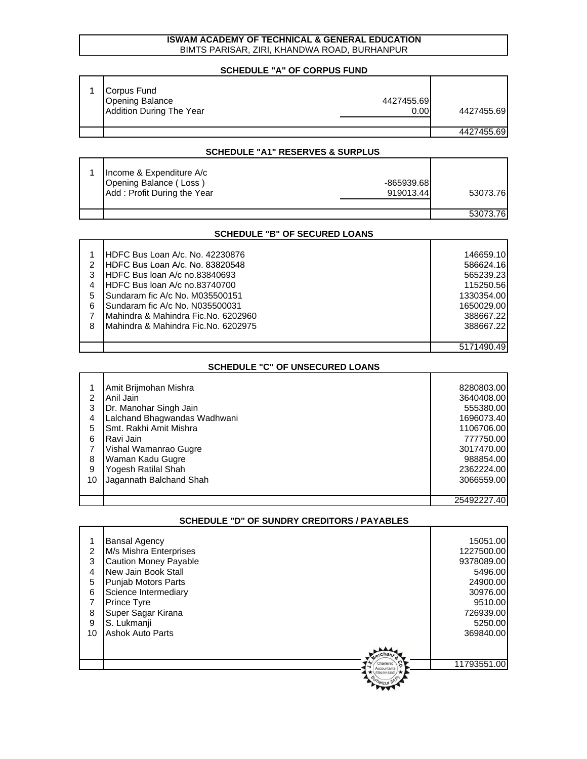**ISWAM ACADEMY OF TECHNICAL & GENERAL EDUCATION**
BIMTS PARISAR, ZIRI, KHANDWA ROAD, BURHANPUR

**SCHEDULE "A" OF CORPUS FUND**

| | | | |
|---|---|---|---|
| 1 | Corpus Fund | | |
| | Opening Balance | 4427455.69 | |
| | Addition During The Year | 0.00 | 4427455.69 |
| | | | 4427455.69 |

**SCHEDULE "A1" RESERVES & SURPLUS**

| | | | |
|---|---|---|---|
| 1 | Income & Expenditure A/c | | |
| | Opening Balance ( Loss ) | -865939.68 | |
| | Add : Profit During the Year | 919013.44 | 53073.76 |
| | | | 53073.76 |

**SCHEDULE "B" OF SECURED LOANS**

| | | |
|---|---|---|
| 1 | HDFC Bus Loan A/c. No. 42230876 | 146659.10 |
| 2 | HDFC Bus Loan A/c. No. 83820548 | 586624.16 |
| 3 | HDFC Bus loan A/c no.83840693 | 565239.23 |
| 4 | HDFC Bus loan A/c no.83740700 | 115250.56 |
| 5 | Sundaram fic A/c No. M035500151 | 1330354.00 |
| 6 | Sundaram fic A/c No. N035500031 | 1650029.00 |
| 7 | Mahindra & Mahindra Fic.No. 6202960 | 388667.22 |
| 8 | Mahindra & Mahindra Fic.No. 6202975 | 388667.22 |
| | | 5171490.49 |

**SCHEDULE "C" OF UNSECURED LOANS**

| | | |
|---|---|---|
| 1 | Amit Brijmohan Mishra | 8280803.00 |
| 2 | Anil Jain | 3640408.00 |
| 3 | Dr. Manohar Singh Jain | 555380.00 |
| 4 | Lalchand Bhagwandas Wadhwani | 1696073.40 |
| 5 | Smt. Rakhi Amit Mishra | 1106706.00 |
| 6 | Ravi Jain | 777750.00 |
| 7 | Vishal Wamanrao Gugre | 3017470.00 |
| 8 | Waman Kadu Gugre | 988854.00 |
| 9 | Yogesh Ratilal Shah | 2362224.00 |
| 10 | Jagannath Balchand Shah | 3066559.00 |
| | | 25492227.40 |

**SCHEDULE "D" OF SUNDRY CREDITORS / PAYABLES**

| | | |
|---|---|---|
| 1 | Bansal Agency | 15051.00 |
| 2 | M/s Mishra Enterprises | 1227500.00 |
| 3 | Caution Money Payable | 9378089.00 |
| 4 | New Jain Book Stall | 5496.00 |
| 5 | Punjab Motors Parts | 24900.00 |
| 6 | Science Intermediary | 30976.00 |
| 7 | Prince Tyre | 9510.00 |
| 8 | Super Sagar Kirana | 726939.00 |
| 9 | S. Lukmanji | 5250.00 |
| 10 | Ashok Auto Parts | 369840.00 |
| | | 11793551.00 |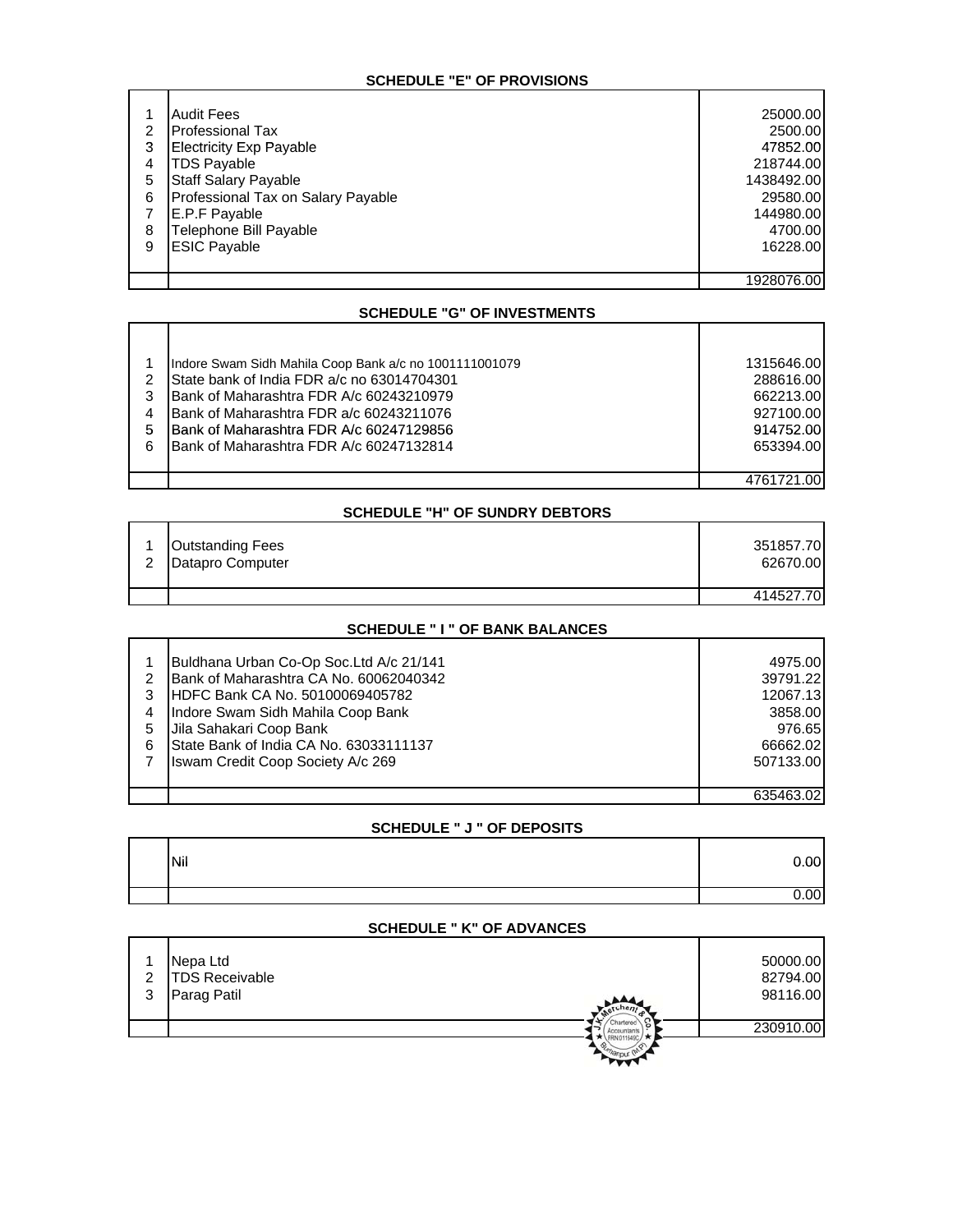## SCHEDULE "E" OF PROVISIONS

| | | |
|---|---|---|
| 1 | Audit Fees | 25000.00 |
| 2 | Professional Tax | 2500.00 |
| 3 | Electricity Exp Payable | 47852.00 |
| 4 | TDS Payable | 218744.00 |
| 5 | Staff Salary Payable | 1438492.00 |
| 6 | Professional Tax on Salary Payable | 29580.00 |
| 7 | E.P.F Payable | 144980.00 |
| 8 | Telephone Bill Payable | 4700.00 |
| 9 | ESIC Payable | 16228.00 |
| | | 1928076.00 |

## SCHEDULE "G" OF INVESTMENTS

| | | |
|---|---|---|
| 1 | Indore Swam Sidh Mahila Coop Bank a/c no 1001111001079 | 1315646.00 |
| 2 | State bank of India FDR a/c no 63014704301 | 288616.00 |
| 3 | Bank of Maharashtra FDR A/c 60243210979 | 662213.00 |
| 4 | Bank of Maharashtra FDR a/c 60243211076 | 927100.00 |
| 5 | Bank of Maharashtra FDR A/c 60247129856 | 914752.00 |
| 6 | Bank of Maharashtra FDR A/c 60247132814 | 653394.00 |
| | | 4761721.00 |

## SCHEDULE "H" OF SUNDRY DEBTORS

| | | |
|---|---|---|
| 1 | Outstanding Fees | 351857.70 |
| 2 | Datapro Computer | 62670.00 |
| | | 414527.70 |

## SCHEDULE " I " OF BANK BALANCES

| | | |
|---|---|---|
| 1 | Buldhana Urban Co-Op Soc.Ltd A/c 21/141 | 4975.00 |
| 2 | Bank of Maharashtra CA No. 60062040342 | 39791.22 |
| 3 | HDFC Bank CA No. 50100069405782 | 12067.13 |
| 4 | Indore Swam Sidh Mahila Coop Bank | 3858.00 |
| 5 | Jila Sahakari Coop Bank | 976.65 |
| 6 | State Bank of India CA No. 63033111137 | 66662.02 |
| 7 | Iswam Credit Coop Society A/c 269 | 507133.00 |
| | | 635463.02 |

## SCHEDULE " J " OF DEPOSITS

| | | |
|---|---|---|
| | Nil | 0.00 |
| | | 0.00 |

## SCHEDULE " K" OF ADVANCES

| | | |
|---|---|---|
| 1 | Nepa Ltd | 50000.00 |
| 2 | TDS Receivable | 82794.00 |
| 3 | Parag Patil | 98116.00 |
| | | 230910.00 |

J.K. Mercheril & Co. Chartered Accountants FRN 011549C Burhanpur (M.P.)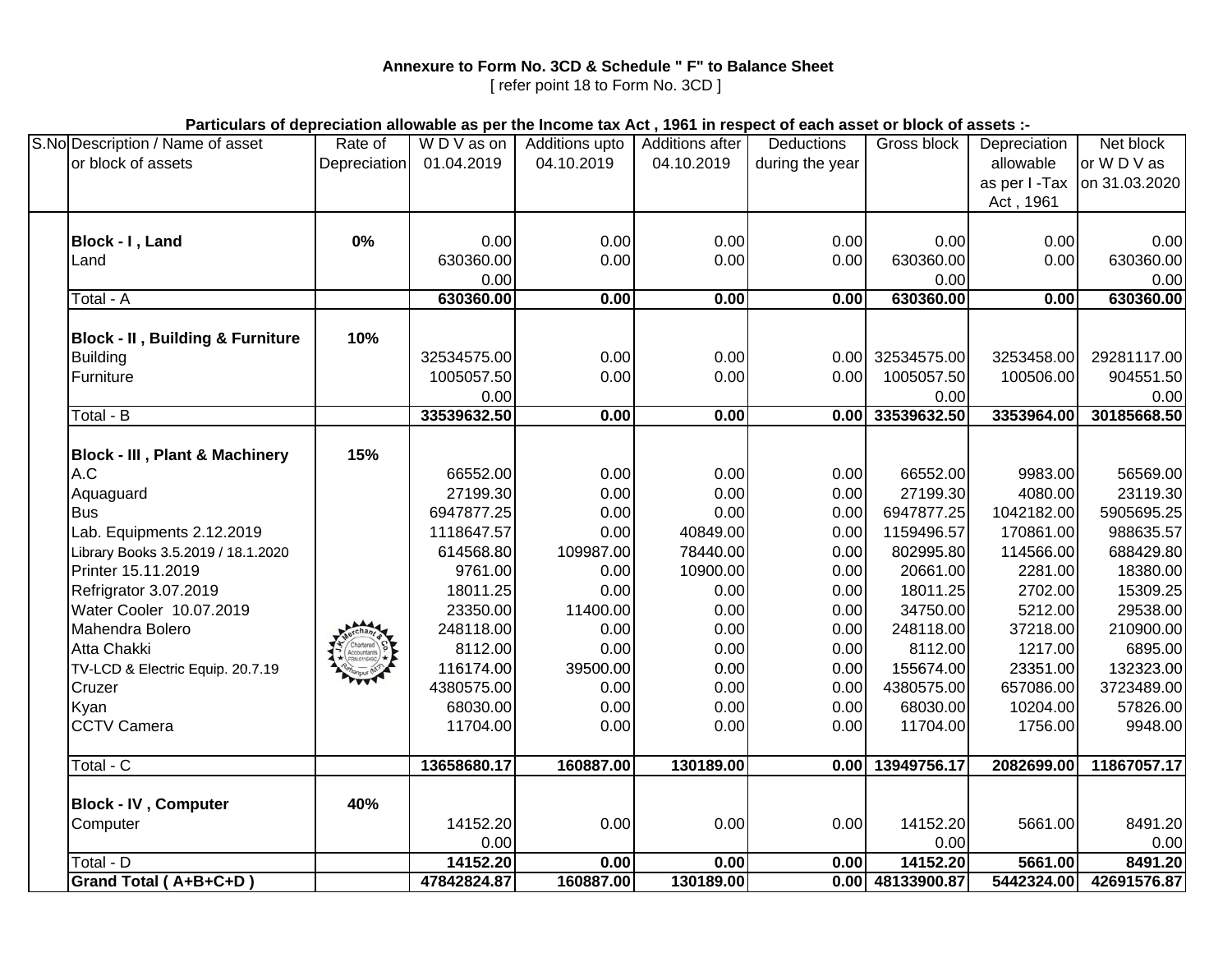**Annexure to Form No. 3CD & Schedule " F" to Balance Sheet**
[ refer point 18 to Form No. 3CD ]

**Particulars of depreciation allowable as per the Income tax Act , 1961 in respect of each asset or block of assets :-**

| S.No | Description / Name of asset or block of assets | Rate of Depreciation | W D V as on 01.04.2019 | Additions upto 04.10.2019 | Additions after 04.10.2019 | Deductions during the year | Gross block | Depreciation allowable as per I -Tax Act , 1961 | Net block or W D V as on 31.03.2020 |
|---|---|---|---|---|---|---|---|---|---|
| | **Block - I , Land** | **0%** | 0.00 | 0.00 | 0.00 | 0.00 | 0.00 | 0.00 | 0.00 |
| | Land | | 630360.00 | 0.00 | 0.00 | 0.00 | 630360.00 | 0.00 | 630360.00 |
| | | | 0.00 | | | | 0.00 | | 0.00 |
| | Total - A | | **630360.00** | **0.00** | **0.00** | **0.00** | **630360.00** | **0.00** | **630360.00** |
| | **Block - II , Building & Furniture** | **10%** | | | | | | | |
| | Building | | 32534575.00 | 0.00 | 0.00 | 0.00 | 32534575.00 | 3253458.00 | 29281117.00 |
| | Furniture | | 1005057.50 | 0.00 | 0.00 | 0.00 | 1005057.50 | 100506.00 | 904551.50 |
| | | | 0.00 | | | | 0.00 | | 0.00 |
| | Total - B | | **33539632.50** | **0.00** | **0.00** | **0.00** | **33539632.50** | **3353964.00** | **30185668.50** |
| | **Block - III , Plant & Machinery** | **15%** | | | | | | | |
| | A.C | | 66552.00 | 0.00 | 0.00 | 0.00 | 66552.00 | 9983.00 | 56569.00 |
| | Aquaguard | | 27199.30 | 0.00 | 0.00 | 0.00 | 27199.30 | 4080.00 | 23119.30 |
| | Bus | | 6947877.25 | 0.00 | 0.00 | 0.00 | 6947877.25 | 1042182.00 | 5905695.25 |
| | Lab. Equipments 2.12.2019 | | 1118647.57 | 0.00 | 40849.00 | 0.00 | 1159496.57 | 170861.00 | 988635.57 |
| | Library Books 3.5.2019 / 18.1.2020 | | 614568.80 | 109987.00 | 78440.00 | 0.00 | 802995.80 | 114566.00 | 688429.80 |
| | Printer 15.11.2019 | | 9761.00 | 0.00 | 10900.00 | 0.00 | 20661.00 | 2281.00 | 18380.00 |
| | Refrigrator 3.07.2019 | | 18011.25 | 0.00 | 0.00 | 0.00 | 18011.25 | 2702.00 | 15309.25 |
| | Water Cooler 10.07.2019 | | 23350.00 | 11400.00 | 0.00 | 0.00 | 34750.00 | 5212.00 | 29538.00 |
| | Mahendra Bolero | | 248118.00 | 0.00 | 0.00 | 0.00 | 248118.00 | 37218.00 | 210900.00 |
| | Atta Chakki | | 8112.00 | 0.00 | 0.00 | 0.00 | 8112.00 | 1217.00 | 6895.00 |
| | TV-LCD & Electric Equip. 20.7.19 | | 116174.00 | 39500.00 | 0.00 | 0.00 | 155674.00 | 23351.00 | 132323.00 |
| | Cruzer | | 4380575.00 | 0.00 | 0.00 | 0.00 | 4380575.00 | 657086.00 | 3723489.00 |
| | Kyan | | 68030.00 | 0.00 | 0.00 | 0.00 | 68030.00 | 10204.00 | 57826.00 |
| | CCTV Camera | | 11704.00 | 0.00 | 0.00 | 0.00 | 11704.00 | 1756.00 | 9948.00 |
| | Total - C | | **13658680.17** | **160887.00** | **130189.00** | **0.00** | **13949756.17** | **2082699.00** | **11867057.17** |
| | **Block - IV , Computer** | **40%** | | | | | | | |
| | Computer | | 14152.20 | 0.00 | 0.00 | 0.00 | 14152.20 | 5661.00 | 8491.20 |
| | | | 0.00 | | | | 0.00 | | 0.00 |
| | Total - D | | **14152.20** | **0.00** | **0.00** | **0.00** | **14152.20** | **5661.00** | **8491.20** |
| | **Grand Total ( A+B+C+D )** | | **47842824.87** | **160887.00** | **130189.00** | **0.00** | **48133900.87** | **5442324.00** | **42691576.87** |